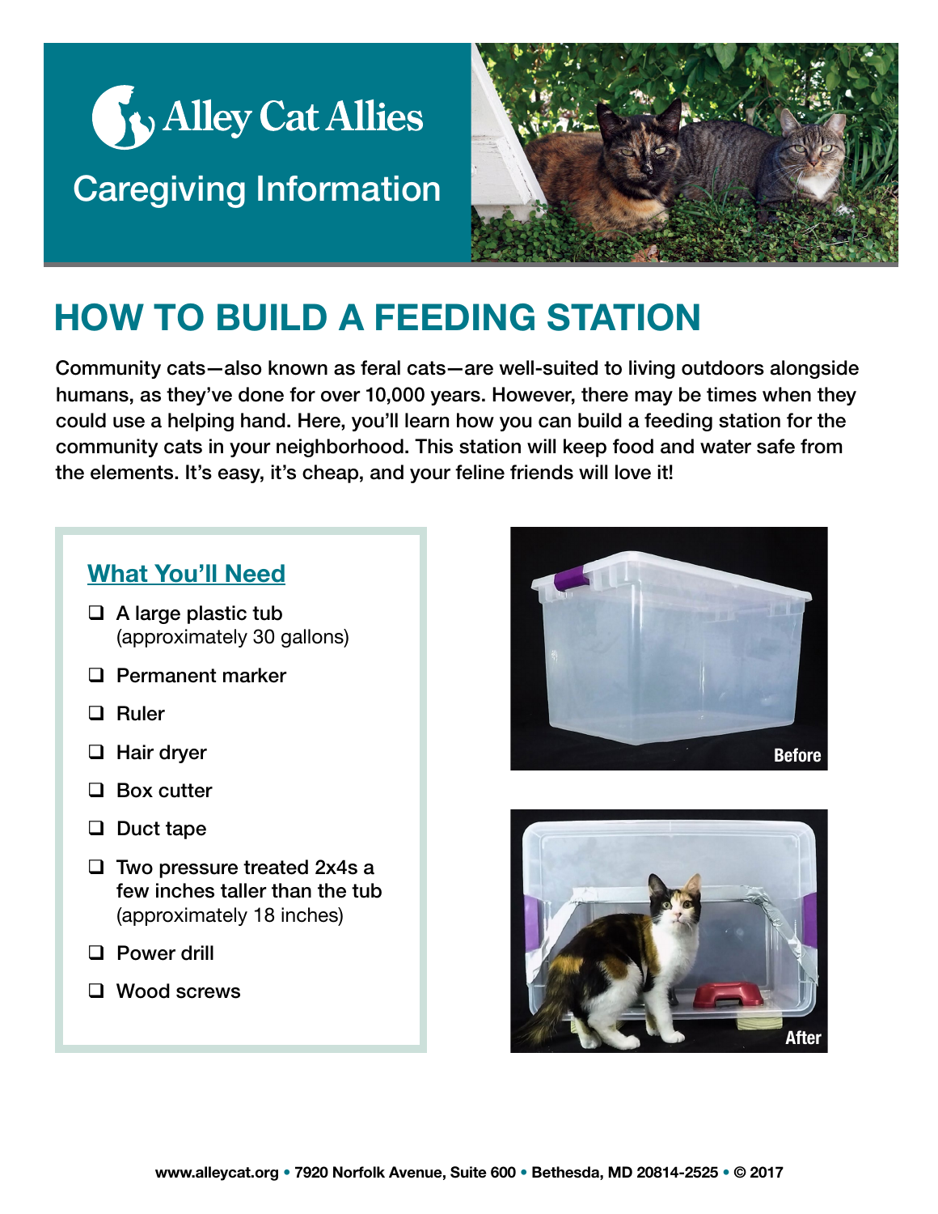Alley Cat Allies

Caregiving Information

# HOW TO BUILD A FEEDING STATION

Community cats—also known as feral cats—are well-suited to living outdoors alongside humans, as they've done for over 10,000 years. However, there may be times when they could use a helping hand. Here, you'll learn how you can build a feeding station for the community cats in your neighborhood. This station will keep food and water safe from the elements. It's easy, it's cheap, and your feline friends will love it!

## What You'll Need

- A large plastic tub (approximately 30 gallons)
- Permanent marker
- Ruler
- Hair dryer
- Box cutter
- Duct tape
- Two pressure treated 2x4s a few inches taller than the tub (approximately 18 inches)
- Power drill
- Wood screws

Before

After

www.alleycat.org • 7920 Norfolk Avenue, Suite 600 • Bethesda, MD 20814-2525 • © 2017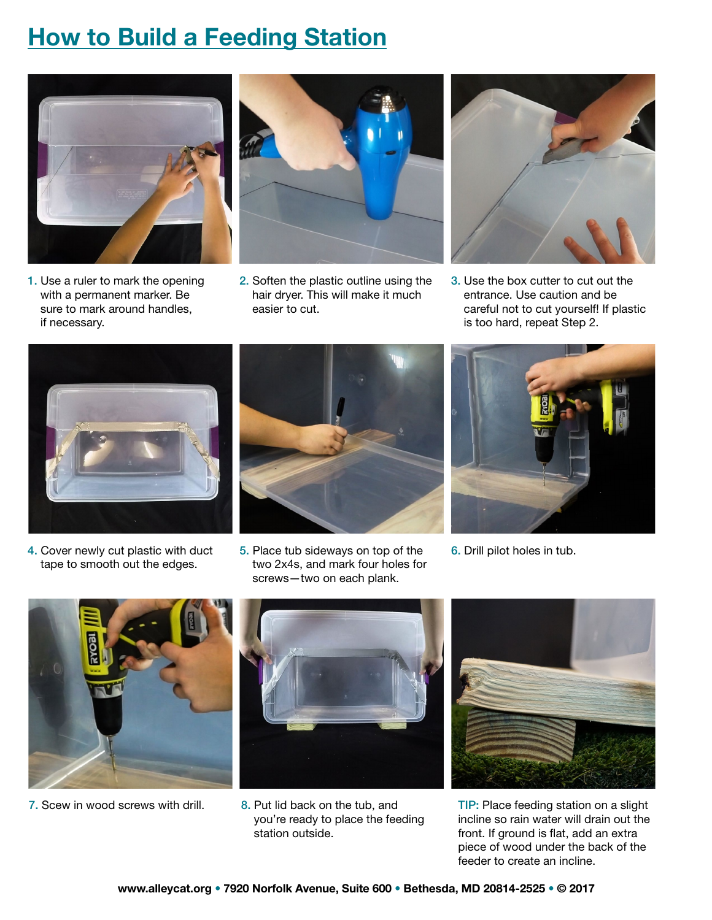# How to Build a Feeding Station

1. Use a ruler to mark the opening with a permanent marker. Be sure to mark around handles, if necessary.

2. Soften the plastic outline using the hair dryer. This will make it much easier to cut.

3. Use the box cutter to cut out the entrance. Use caution and be careful not to cut yourself! If plastic is too hard, repeat Step 2.

4. Cover newly cut plastic with duct tape to smooth out the edges.

5. Place tub sideways on top of the two 2x4s, and mark four holes for screws—two on each plank.

6. Drill pilot holes in tub.

7. Scew in wood screws with drill.

8. Put lid back on the tub, and you're ready to place the feeding station outside.

**TIP:** Place feeding station on a slight incline so rain water will drain out the front. If ground is flat, add an extra piece of wood under the back of the feeder to create an incline.

**www.alleycat.org • 7920 Norfolk Avenue, Suite 600 • Bethesda, MD 20814-2525 • © 2017**